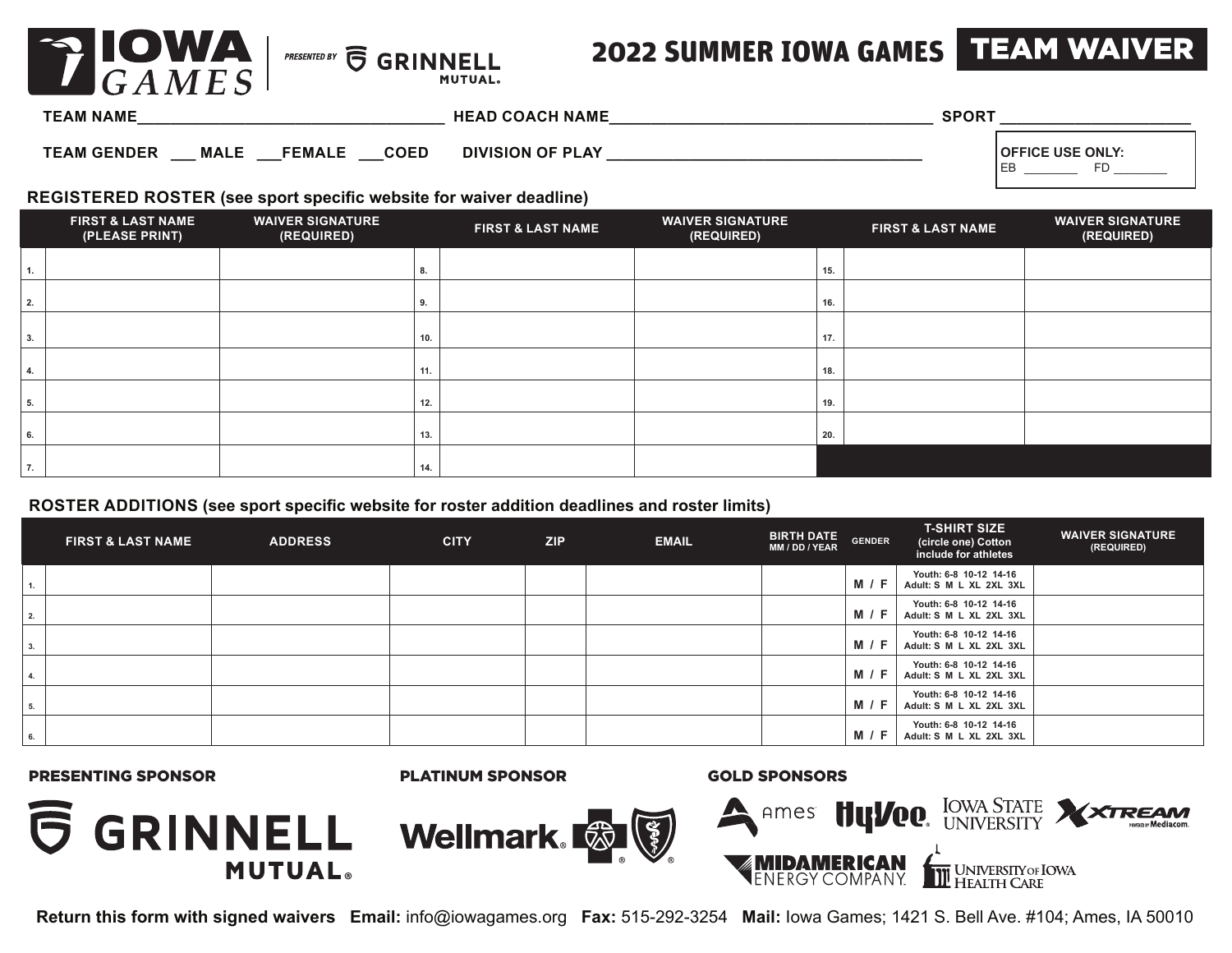**IOWA GAMES** | PRESENTED BY GRINNELL MUTUAL.

# 2022 SUMMER IOWA GAMES TEAM WAIVER

**TEAM NAME**____________________________ **HEAD COACH NAME**____________________________ **SPORT** ____________________

**TEAM GENDER** ___ **MALE** ___**FEMALE** ___**COED** **DIVISION OF PLAY** ____________________________

**OFFICE USE ONLY:**
EB ________ FD ________

## REGISTERED ROSTER (see sport specific website for waiver deadline)

| | FIRST & LAST NAME (PLEASE PRINT) | WAIVER SIGNATURE (REQUIRED) | | FIRST & LAST NAME | WAIVER SIGNATURE (REQUIRED) | | FIRST & LAST NAME | WAIVER SIGNATURE (REQUIRED) |
|---|---|---|---|---|---|---|---|---|
| 1. | | | 8. | | | 15. | | |
| 2. | | | 9. | | | 16. | | |
| 3. | | | 10. | | | 17. | | |
| 4. | | | 11. | | | 18. | | |
| 5. | | | 12. | | | 19. | | |
| 6. | | | 13. | | | 20. | | |
| 7. | | | 14. | | | | | |

## ROSTER ADDITIONS (see sport specific website for roster addition deadlines and roster limits)

| | FIRST & LAST NAME | ADDRESS | CITY | ZIP | EMAIL | BIRTH DATE MM / DD / YEAR | GENDER | T-SHIRT SIZE (circle one) Cotton include for athletes | WAIVER SIGNATURE (REQUIRED) |
|---|---|---|---|---|---|---|---|---|---|
| 1. | | | | | | | M / F | Youth: 6-8 10-12 14-16 Adult: S M L XL 2XL 3XL | |
| 2. | | | | | | | M / F | Youth: 6-8 10-12 14-16 Adult: S M L XL 2XL 3XL | |
| 3. | | | | | | | M / F | Youth: 6-8 10-12 14-16 Adult: S M L XL 2XL 3XL | |
| 4. | | | | | | | M / F | Youth: 6-8 10-12 14-16 Adult: S M L XL 2XL 3XL | |
| 5. | | | | | | | M / F | Youth: 6-8 10-12 14-16 Adult: S M L XL 2XL 3XL | |
| 6. | | | | | | | M / F | Youth: 6-8 10-12 14-16 Adult: S M L XL 2XL 3XL | |

**PRESENTING SPONSOR**
GRINNELL MUTUAL.

**PLATINUM SPONSOR**
Wellmark.

**GOLD SPONSORS**
ames, Hy-Vee, IOWA STATE UNIVERSITY, XTREAM powered by Mediacom, MIDAMERICAN ENERGY COMPANY, UNIVERSITY OF IOWA HEALTH CARE

**Return this form with signed waivers** **Email:** info@iowagames.org **Fax:** 515-292-3254 **Mail:** Iowa Games; 1421 S. Bell Ave. #104; Ames, IA 50010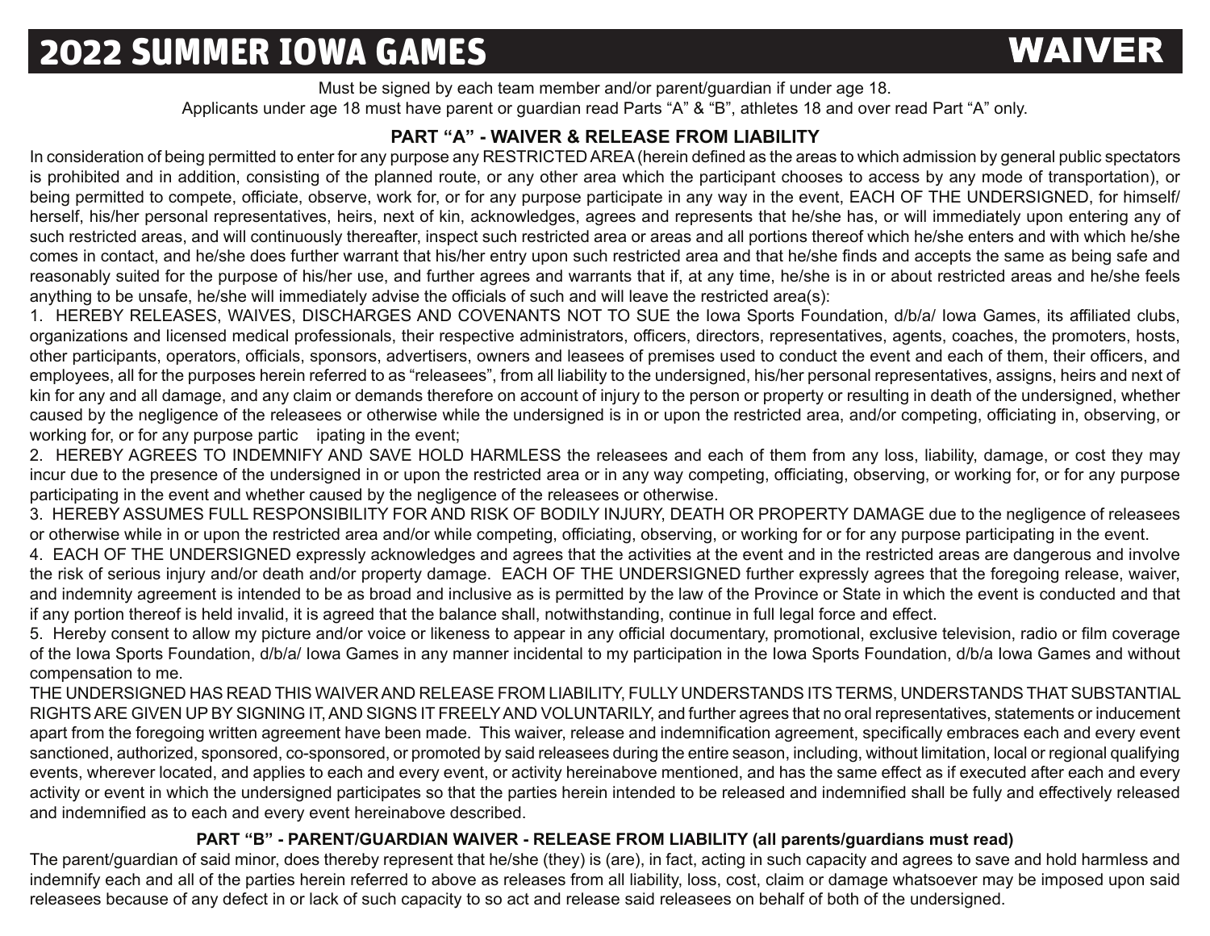# 2022 SUMMER IOWA GAMES WAIVER

Must be signed by each team member and/or parent/guardian if under age 18.

Applicants under age 18 must have parent or guardian read Parts "A" & "B", athletes 18 and over read Part "A" only.

## PART "A" - WAIVER & RELEASE FROM LIABILITY

In consideration of being permitted to enter for any purpose any RESTRICTED AREA (herein defined as the areas to which admission by general public spectators is prohibited and in addition, consisting of the planned route, or any other area which the participant chooses to access by any mode of transportation), or being permitted to compete, officiate, observe, work for, or for any purpose participate in any way in the event, EACH OF THE UNDERSIGNED, for himself/herself, his/her personal representatives, heirs, next of kin, acknowledges, agrees and represents that he/she has, or will immediately upon entering any of such restricted areas, and will continuously thereafter, inspect such restricted area or areas and all portions thereof which he/she enters and with which he/she comes in contact, and he/she does further warrant that his/her entry upon such restricted area and that he/she finds and accepts the same as being safe and reasonably suited for the purpose of his/her use, and further agrees and warrants that if, at any time, he/she is in or about restricted areas and he/she feels anything to be unsafe, he/she will immediately advise the officials of such and will leave the restricted area(s):

1. HEREBY RELEASES, WAIVES, DISCHARGES AND COVENANTS NOT TO SUE the Iowa Sports Foundation, d/b/a/ Iowa Games, its affiliated clubs, organizations and licensed medical professionals, their respective administrators, officers, directors, representatives, agents, coaches, the promoters, hosts, other participants, operators, officials, sponsors, advertisers, owners and leasees of premises used to conduct the event and each of them, their officers, and employees, all for the purposes herein referred to as "releasees", from all liability to the undersigned, his/her personal representatives, assigns, heirs and next of kin for any and all damage, and any claim or demands therefore on account of injury to the person or property or resulting in death of the undersigned, whether caused by the negligence of the releasees or otherwise while the undersigned is in or upon the restricted area, and/or competing, officiating in, observing, or working for, or for any purpose partic ipating in the event;
2. HEREBY AGREES TO INDEMNIFY AND SAVE HOLD HARMLESS the releasees and each of them from any loss, liability, damage, or cost they may incur due to the presence of the undersigned in or upon the restricted area or in any way competing, officiating, observing, or working for, or for any purpose participating in the event and whether caused by the negligence of the releasees or otherwise.
3. HEREBY ASSUMES FULL RESPONSIBILITY FOR AND RISK OF BODILY INJURY, DEATH OR PROPERTY DAMAGE due to the negligence of releasees or otherwise while in or upon the restricted area and/or while competing, officiating, observing, or working for or for any purpose participating in the event.
4. EACH OF THE UNDERSIGNED expressly acknowledges and agrees that the activities at the event and in the restricted areas are dangerous and involve the risk of serious injury and/or death and/or property damage. EACH OF THE UNDERSIGNED further expressly agrees that the foregoing release, waiver, and indemnity agreement is intended to be as broad and inclusive as is permitted by the law of the Province or State in which the event is conducted and that if any portion thereof is held invalid, it is agreed that the balance shall, notwithstanding, continue in full legal force and effect.
5. Hereby consent to allow my picture and/or voice or likeness to appear in any official documentary, promotional, exclusive television, radio or film coverage of the Iowa Sports Foundation, d/b/a/ Iowa Games in any manner incidental to my participation in the Iowa Sports Foundation, d/b/a Iowa Games and without compensation to me.

THE UNDERSIGNED HAS READ THIS WAIVER AND RELEASE FROM LIABILITY, FULLY UNDERSTANDS ITS TERMS, UNDERSTANDS THAT SUBSTANTIAL RIGHTS ARE GIVEN UP BY SIGNING IT, AND SIGNS IT FREELY AND VOLUNTARILY, and further agrees that no oral representatives, statements or inducement apart from the foregoing written agreement have been made. This waiver, release and indemnification agreement, specifically embraces each and every event sanctioned, authorized, sponsored, co-sponsored, or promoted by said releasees during the entire season, including, without limitation, local or regional qualifying events, wherever located, and applies to each and every event, or activity hereinabove mentioned, and has the same effect as if executed after each and every activity or event in which the undersigned participates so that the parties herein intended to be released and indemnified shall be fully and effectively released and indemnified as to each and every event hereinabove described.

## PART "B" - PARENT/GUARDIAN WAIVER - RELEASE FROM LIABILITY (all parents/guardians must read)

The parent/guardian of said minor, does thereby represent that he/she (they) is (are), in fact, acting in such capacity and agrees to save and hold harmless and indemnify each and all of the parties herein referred to above as releases from all liability, loss, cost, claim or damage whatsoever may be imposed upon said releasees because of any defect in or lack of such capacity to so act and release said releasees on behalf of both of the undersigned.